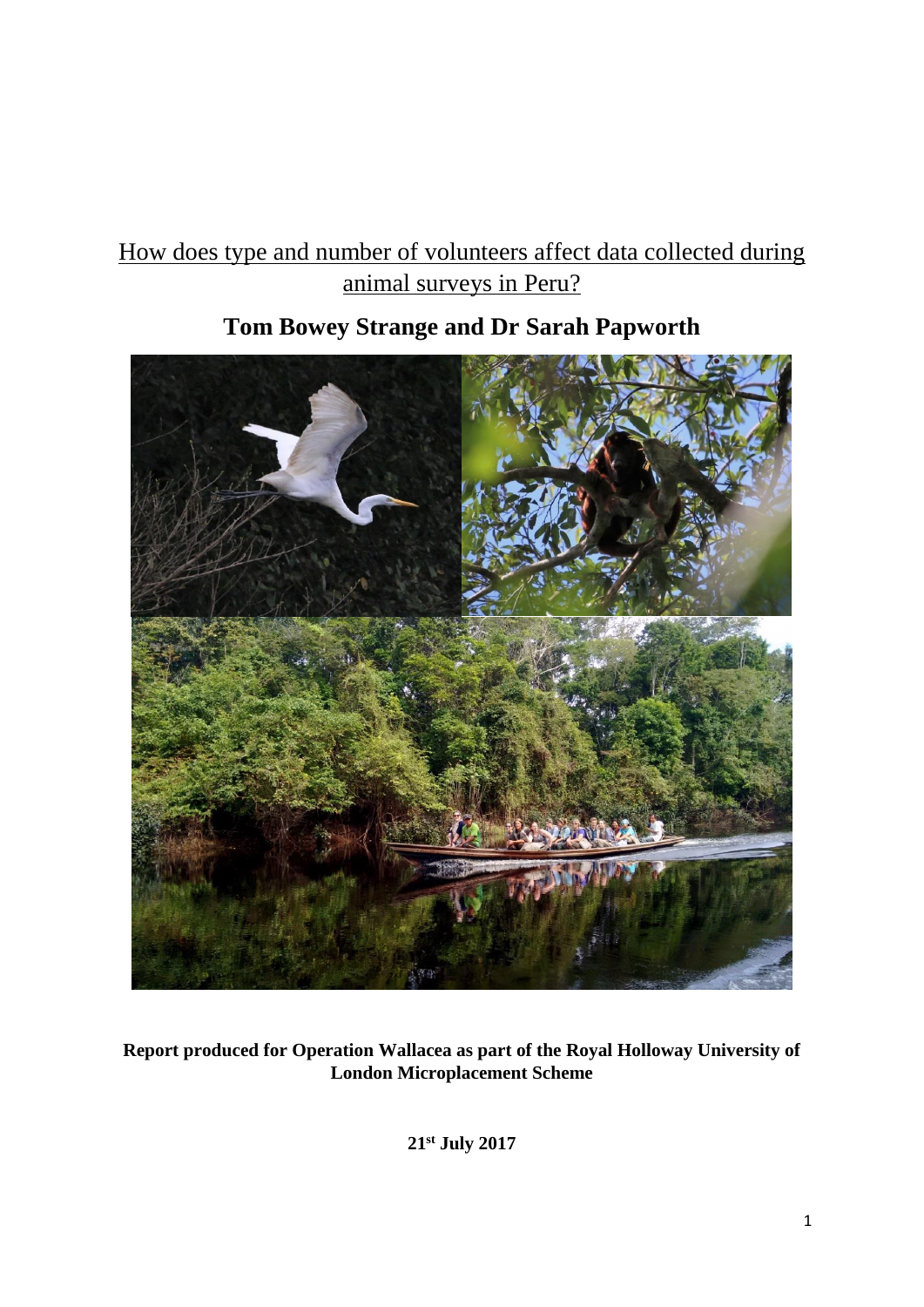# How does type and number of volunteers affect data collected during animal surveys in Peru?

## Tom Bowey Strange and Dr Sarah Papworth

**Report produced for Operation Wallacea as part of the Royal Holloway University of London Microplacement Scheme**

**21st July 2017**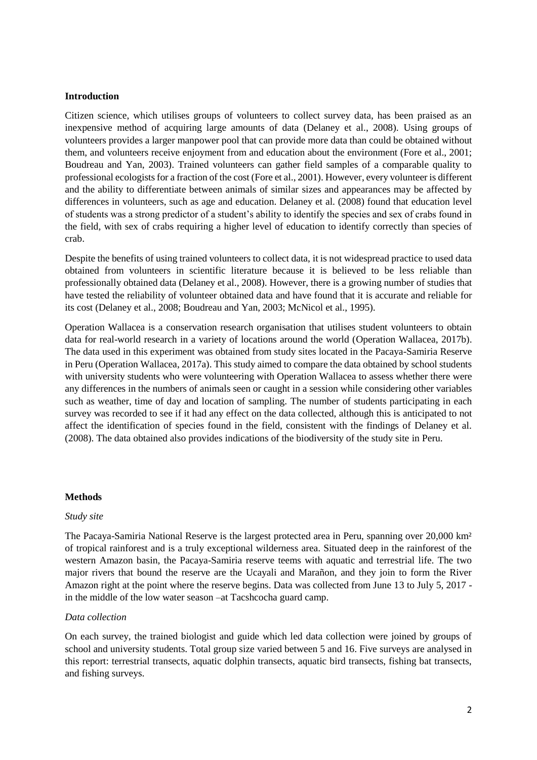## Introduction

Citizen science, which utilises groups of volunteers to collect survey data, has been praised as an inexpensive method of acquiring large amounts of data (Delaney et al., 2008). Using groups of volunteers provides a larger manpower pool that can provide more data than could be obtained without them, and volunteers receive enjoyment from and education about the environment (Fore et al., 2001; Boudreau and Yan, 2003). Trained volunteers can gather field samples of a comparable quality to professional ecologists for a fraction of the cost (Fore et al., 2001). However, every volunteer is different and the ability to differentiate between animals of similar sizes and appearances may be affected by differences in volunteers, such as age and education. Delaney et al. (2008) found that education level of students was a strong predictor of a student's ability to identify the species and sex of crabs found in the field, with sex of crabs requiring a higher level of education to identify correctly than species of crab.

Despite the benefits of using trained volunteers to collect data, it is not widespread practice to used data obtained from volunteers in scientific literature because it is believed to be less reliable than professionally obtained data (Delaney et al., 2008). However, there is a growing number of studies that have tested the reliability of volunteer obtained data and have found that it is accurate and reliable for its cost (Delaney et al., 2008; Boudreau and Yan, 2003; McNicol et al., 1995).

Operation Wallacea is a conservation research organisation that utilises student volunteers to obtain data for real-world research in a variety of locations around the world (Operation Wallacea, 2017b). The data used in this experiment was obtained from study sites located in the Pacaya-Samiria Reserve in Peru (Operation Wallacea, 2017a). This study aimed to compare the data obtained by school students with university students who were volunteering with Operation Wallacea to assess whether there were any differences in the numbers of animals seen or caught in a session while considering other variables such as weather, time of day and location of sampling. The number of students participating in each survey was recorded to see if it had any effect on the data collected, although this is anticipated to not affect the identification of species found in the field, consistent with the findings of Delaney et al. (2008). The data obtained also provides indications of the biodiversity of the study site in Peru.

## Methods

### *Study site*

The Pacaya-Samiria National Reserve is the largest protected area in Peru, spanning over 20,000 km² of tropical rainforest and is a truly exceptional wilderness area. Situated deep in the rainforest of the western Amazon basin, the Pacaya-Samiria reserve teems with aquatic and terrestrial life. The two major rivers that bound the reserve are the Ucayali and Marañon, and they join to form the River Amazon right at the point where the reserve begins. Data was collected from June 13 to July 5, 2017 - in the middle of the low water season –at Tacshcocha guard camp.

### *Data collection*

On each survey, the trained biologist and guide which led data collection were joined by groups of school and university students. Total group size varied between 5 and 16. Five surveys are analysed in this report: terrestrial transects, aquatic dolphin transects, aquatic bird transects, fishing bat transects, and fishing surveys.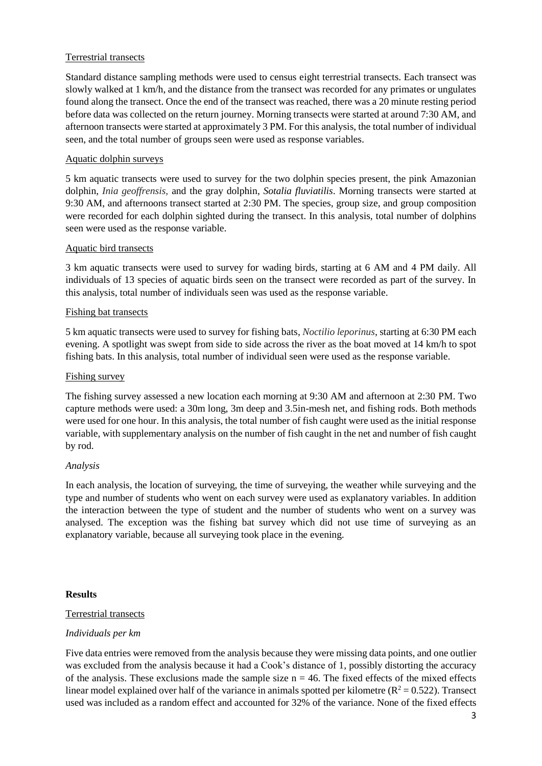Terrestrial transects

Standard distance sampling methods were used to census eight terrestrial transects. Each transect was slowly walked at 1 km/h, and the distance from the transect was recorded for any primates or ungulates found along the transect. Once the end of the transect was reached, there was a 20 minute resting period before data was collected on the return journey. Morning transects were started at around 7:30 AM, and afternoon transects were started at approximately 3 PM. For this analysis, the total number of individual seen, and the total number of groups seen were used as response variables.

Aquatic dolphin surveys

5 km aquatic transects were used to survey for the two dolphin species present, the pink Amazonian dolphin, *Inia geoffrensis,* and the gray dolphin, *Sotalia fluviatilis*. Morning transects were started at 9:30 AM, and afternoons transect started at 2:30 PM. The species, group size, and group composition were recorded for each dolphin sighted during the transect. In this analysis, total number of dolphins seen were used as the response variable.

Aquatic bird transects

3 km aquatic transects were used to survey for wading birds, starting at 6 AM and 4 PM daily. All individuals of 13 species of aquatic birds seen on the transect were recorded as part of the survey. In this analysis, total number of individuals seen was used as the response variable.

Fishing bat transects

5 km aquatic transects were used to survey for fishing bats, *Noctilio leporinus*, starting at 6:30 PM each evening. A spotlight was swept from side to side across the river as the boat moved at 14 km/h to spot fishing bats. In this analysis, total number of individual seen were used as the response variable.

Fishing survey

The fishing survey assessed a new location each morning at 9:30 AM and afternoon at 2:30 PM. Two capture methods were used: a 30m long, 3m deep and 3.5in-mesh net, and fishing rods. Both methods were used for one hour. In this analysis, the total number of fish caught were used as the initial response variable, with supplementary analysis on the number of fish caught in the net and number of fish caught by rod.

*Analysis*

In each analysis, the location of surveying, the time of surveying, the weather while surveying and the type and number of students who went on each survey were used as explanatory variables. In addition the interaction between the type of student and the number of students who went on a survey was analysed. The exception was the fishing bat survey which did not use time of surveying as an explanatory variable, because all surveying took place in the evening.

## Results

Terrestrial transects

*Individuals per km*

Five data entries were removed from the analysis because they were missing data points, and one outlier was excluded from the analysis because it had a Cook's distance of 1, possibly distorting the accuracy of the analysis. These exclusions made the sample size $n = 46$. The fixed effects of the mixed effects linear model explained over half of the variance in animals spotted per kilometre ($R^2 = 0.522$). Transect used was included as a random effect and accounted for 32% of the variance. None of the fixed effects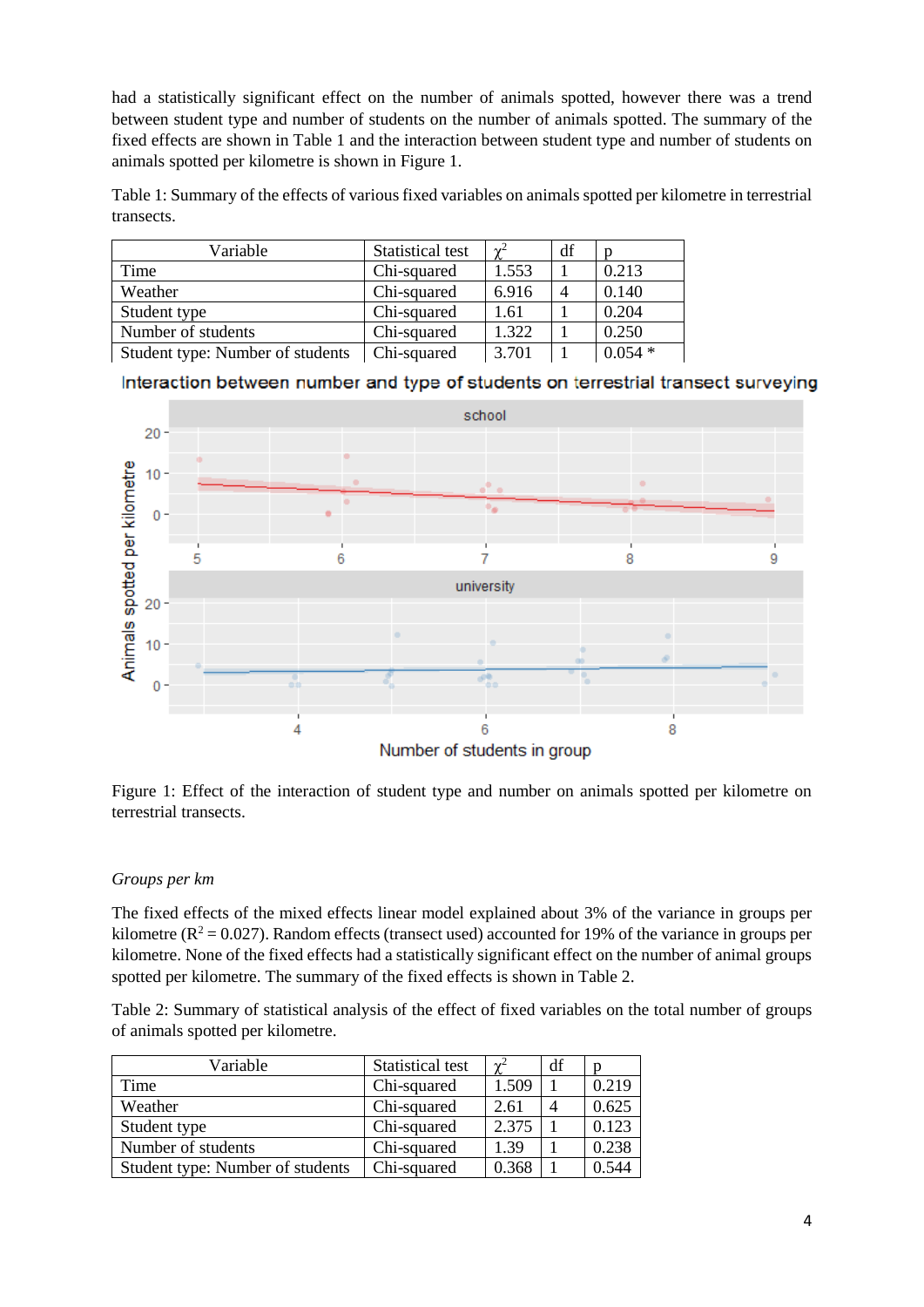had a statistically significant effect on the number of animals spotted, however there was a trend between student type and number of students on the number of animals spotted. The summary of the fixed effects are shown in Table 1 and the interaction between student type and number of students on animals spotted per kilometre is shown in Figure 1.

Table 1: Summary of the effects of various fixed variables on animals spotted per kilometre in terrestrial transects.

| Variable | Statistical test | $\chi^2$ | df | p |
|---|---|---|---|---|
| Time | Chi-squared | 1.553 | 1 | 0.213 |
| Weather | Chi-squared | 6.916 | 4 | 0.140 |
| Student type | Chi-squared | 1.61 | 1 | 0.204 |
| Number of students | Chi-squared | 1.322 | 1 | 0.250 |
| Student type: Number of students | Chi-squared | 3.701 | 1 | 0.054 * |

Figure 1: Effect of the interaction of student type and number on animals spotted per kilometre on terrestrial transects.

*Groups per km*

The fixed effects of the mixed effects linear model explained about 3% of the variance in groups per kilometre ($R^2 = 0.027$). Random effects (transect used) accounted for 19% of the variance in groups per kilometre. None of the fixed effects had a statistically significant effect on the number of animal groups spotted per kilometre. The summary of the fixed effects is shown in Table 2.

Table 2: Summary of statistical analysis of the effect of fixed variables on the total number of groups of animals spotted per kilometre.

| Variable | Statistical test | $\chi^2$ | df | p |
|---|---|---|---|---|
| Time | Chi-squared | 1.509 | 1 | 0.219 |
| Weather | Chi-squared | 2.61 | 4 | 0.625 |
| Student type | Chi-squared | 2.375 | 1 | 0.123 |
| Number of students | Chi-squared | 1.39 | 1 | 0.238 |
| Student type: Number of students | Chi-squared | 0.368 | 1 | 0.544 |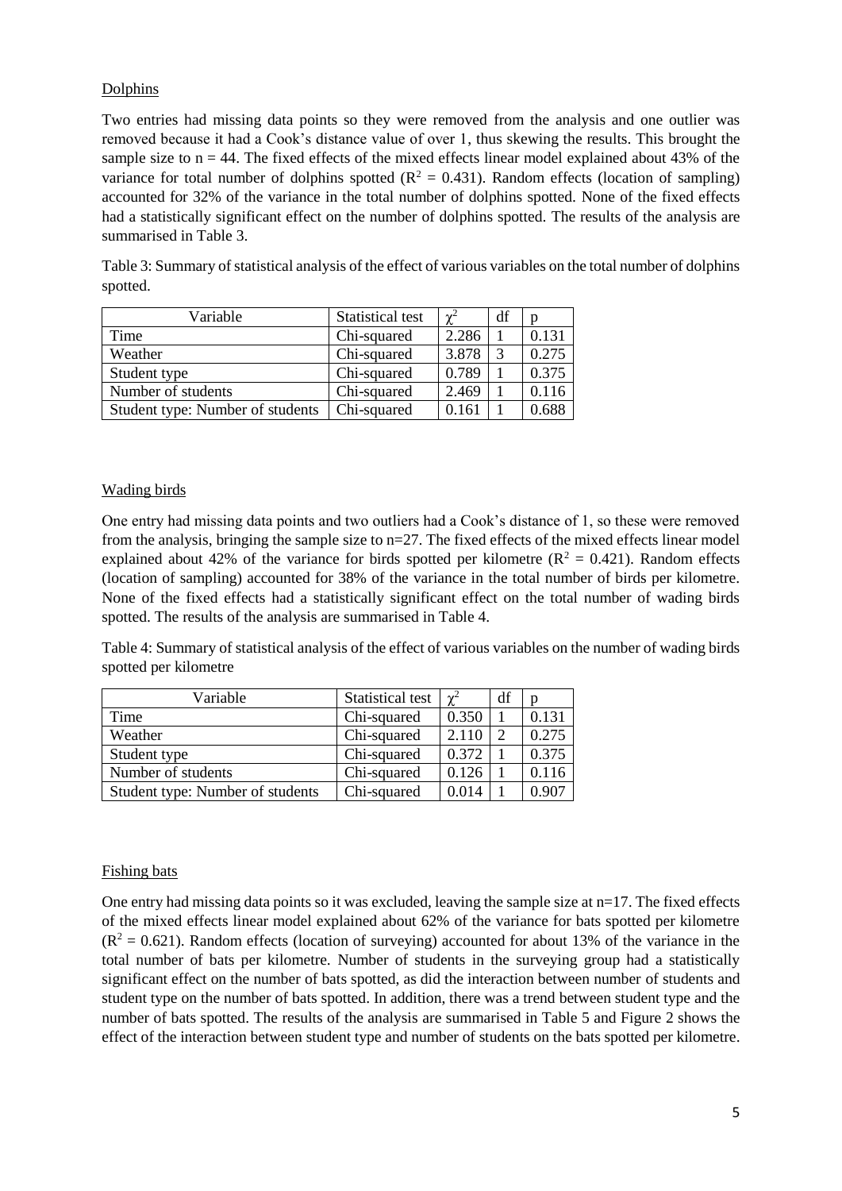Dolphins

Two entries had missing data points so they were removed from the analysis and one outlier was removed because it had a Cook's distance value of over 1, thus skewing the results. This brought the sample size to n = 44. The fixed effects of the mixed effects linear model explained about 43% of the variance for total number of dolphins spotted ($R^2 = 0.431$). Random effects (location of sampling) accounted for 32% of the variance in the total number of dolphins spotted. None of the fixed effects had a statistically significant effect on the number of dolphins spotted. The results of the analysis are summarised in Table 3.

Table 3: Summary of statistical analysis of the effect of various variables on the total number of dolphins spotted.

| Variable | Statistical test | $\chi^2$ | df | p |
|---|---|---|---|---|
| Time | Chi-squared | 2.286 | 1 | 0.131 |
| Weather | Chi-squared | 3.878 | 3 | 0.275 |
| Student type | Chi-squared | 0.789 | 1 | 0.375 |
| Number of students | Chi-squared | 2.469 | 1 | 0.116 |
| Student type: Number of students | Chi-squared | 0.161 | 1 | 0.688 |

Wading birds

One entry had missing data points and two outliers had a Cook's distance of 1, so these were removed from the analysis, bringing the sample size to n=27. The fixed effects of the mixed effects linear model explained about 42% of the variance for birds spotted per kilometre ($R^2 = 0.421$). Random effects (location of sampling) accounted for 38% of the variance in the total number of birds per kilometre. None of the fixed effects had a statistically significant effect on the total number of wading birds spotted. The results of the analysis are summarised in Table 4.

Table 4: Summary of statistical analysis of the effect of various variables on the number of wading birds spotted per kilometre

| Variable | Statistical test | $\chi^2$ | df | p |
|---|---|---|---|---|
| Time | Chi-squared | 0.350 | 1 | 0.131 |
| Weather | Chi-squared | 2.110 | 2 | 0.275 |
| Student type | Chi-squared | 0.372 | 1 | 0.375 |
| Number of students | Chi-squared | 0.126 | 1 | 0.116 |
| Student type: Number of students | Chi-squared | 0.014 | 1 | 0.907 |

Fishing bats

One entry had missing data points so it was excluded, leaving the sample size at n=17. The fixed effects of the mixed effects linear model explained about 62% of the variance for bats spotted per kilometre ($R^2 = 0.621$). Random effects (location of surveying) accounted for about 13% of the variance in the total number of bats per kilometre. Number of students in the surveying group had a statistically significant effect on the number of bats spotted, as did the interaction between number of students and student type on the number of bats spotted. In addition, there was a trend between student type and the number of bats spotted. The results of the analysis are summarised in Table 5 and Figure 2 shows the effect of the interaction between student type and number of students on the bats spotted per kilometre.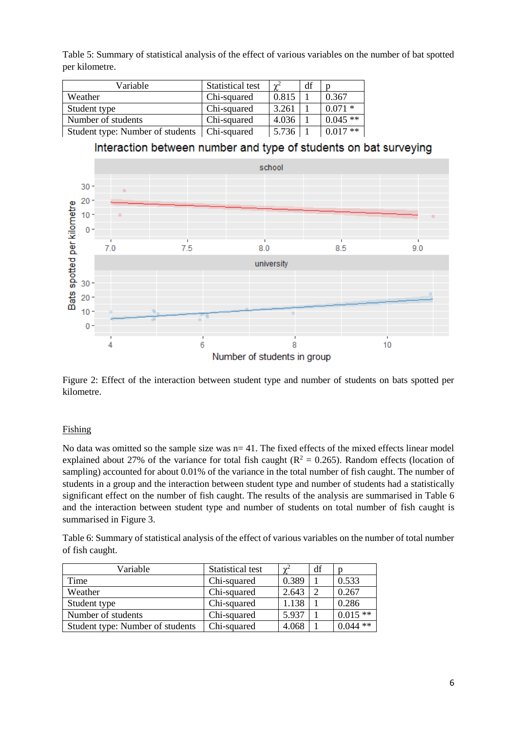Table 5: Summary of statistical analysis of the effect of various variables on the number of bat spotted per kilometre.

| Variable | Statistical test | $\chi^2$ | df | p |
|---|---|---|---|---|
| Weather | Chi-squared | 0.815 | 1 | 0.367 |
| Student type | Chi-squared | 3.261 | 1 | 0.071 * |
| Number of students | Chi-squared | 4.036 | 1 | 0.045 ** |
| Student type: Number of students | Chi-squared | 5.736 | 1 | 0.017 ** |

Figure 2: Effect of the interaction between student type and number of students on bats spotted per kilometre.

## Fishing

No data was omitted so the sample size was n= 41. The fixed effects of the mixed effects linear model explained about 27% of the variance for total fish caught ($R^2 = 0.265$). Random effects (location of sampling) accounted for about 0.01% of the variance in the total number of fish caught. The number of students in a group and the interaction between student type and number of students had a statistically significant effect on the number of fish caught. The results of the analysis are summarised in Table 6 and the interaction between student type and number of students on total number of fish caught is summarised in Figure 3.

Table 6: Summary of statistical analysis of the effect of various variables on the number of total number of fish caught.

| Variable | Statistical test | $\chi^2$ | df | p |
|---|---|---|---|---|
| Time | Chi-squared | 0.389 | 1 | 0.533 |
| Weather | Chi-squared | 2.643 | 2 | 0.267 |
| Student type | Chi-squared | 1.138 | 1 | 0.286 |
| Number of students | Chi-squared | 5.937 | 1 | 0.015 ** |
| Student type: Number of students | Chi-squared | 4.068 | 1 | 0.044 ** |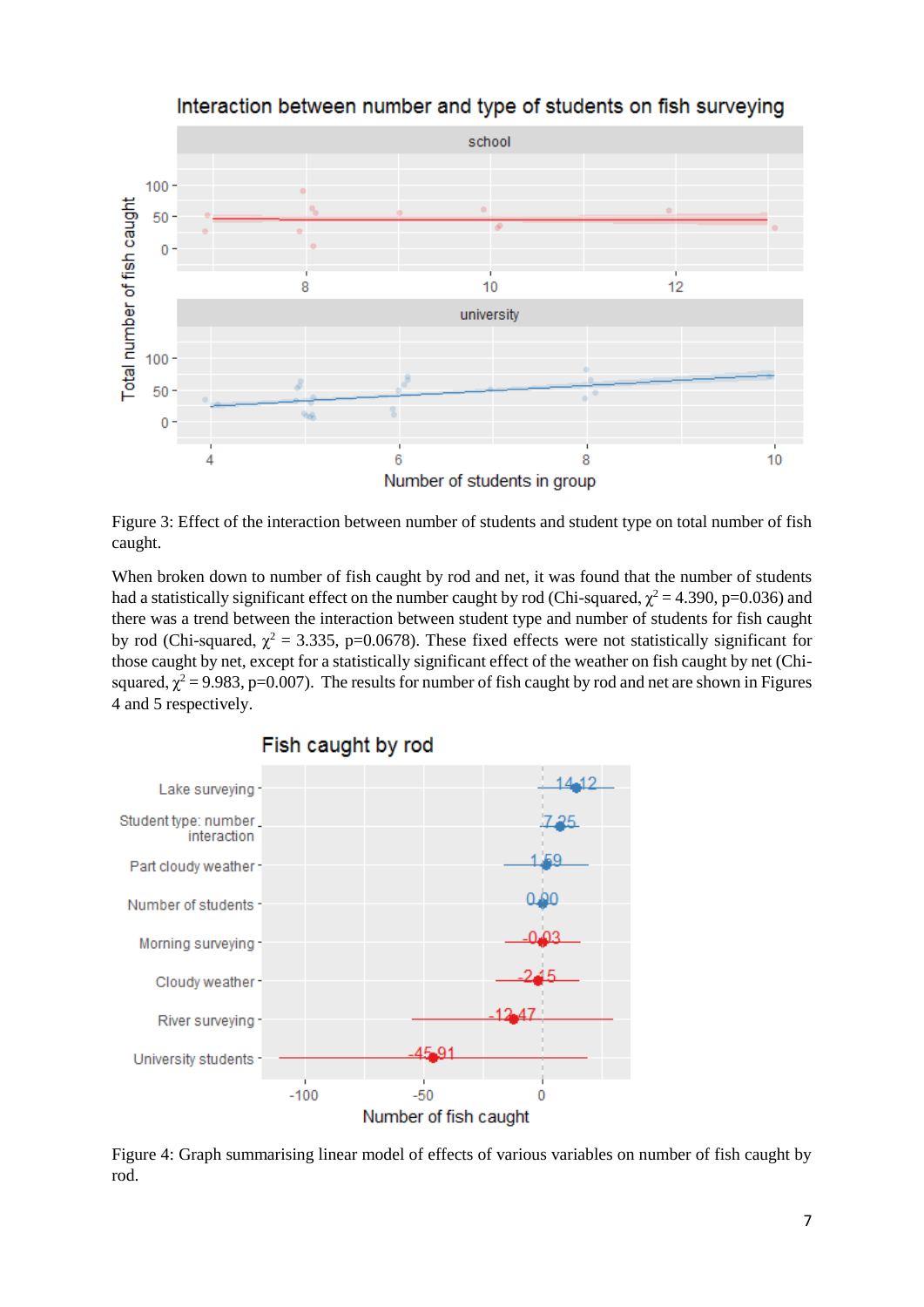Figure 3: Effect of the interaction between number of students and student type on total number of fish caught.

When broken down to number of fish caught by rod and net, it was found that the number of students had a statistically significant effect on the number caught by rod (Chi-squared, $\chi^2 = 4.390$, p=0.036) and there was a trend between the interaction between student type and number of students for fish caught by rod (Chi-squared, $\chi^2 = 3.335$, p=0.0678). These fixed effects were not statistically significant for those caught by net, except for a statistically significant effect of the weather on fish caught by net (Chi-squared, $\chi^2 = 9.983$, p=0.007). The results for number of fish caught by rod and net are shown in Figures 4 and 5 respectively.

Figure 4: Graph summarising linear model of effects of various variables on number of fish caught by rod.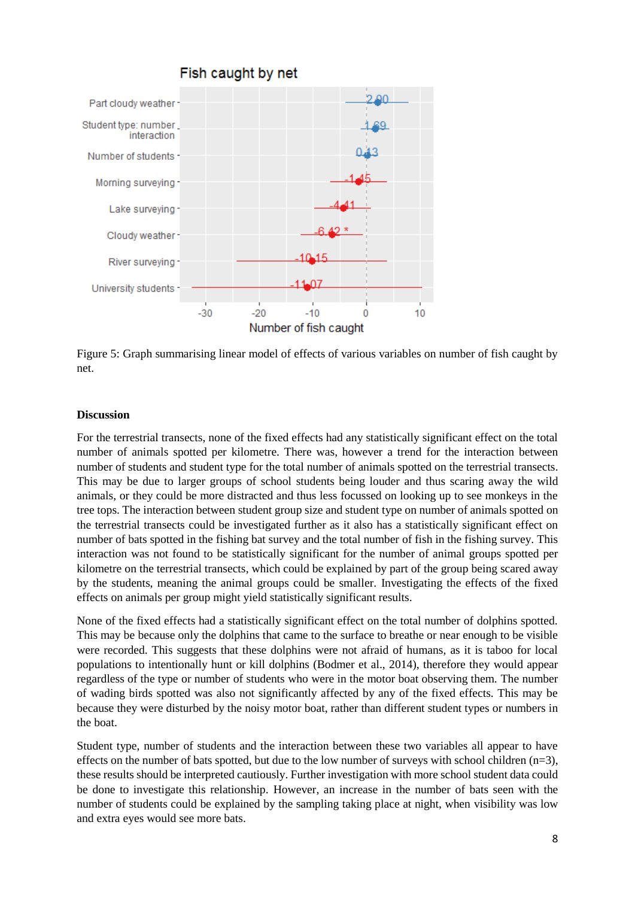Figure 5: Graph summarising linear model of effects of various variables on number of fish caught by net.

**Discussion**

For the terrestrial transects, none of the fixed effects had any statistically significant effect on the total number of animals spotted per kilometre. There was, however a trend for the interaction between number of students and student type for the total number of animals spotted on the terrestrial transects. This may be due to larger groups of school students being louder and thus scaring away the wild animals, or they could be more distracted and thus less focussed on looking up to see monkeys in the tree tops. The interaction between student group size and student type on number of animals spotted on the terrestrial transects could be investigated further as it also has a statistically significant effect on number of bats spotted in the fishing bat survey and the total number of fish in the fishing survey. This interaction was not found to be statistically significant for the number of animal groups spotted per kilometre on the terrestrial transects, which could be explained by part of the group being scared away by the students, meaning the animal groups could be smaller. Investigating the effects of the fixed effects on animals per group might yield statistically significant results.

None of the fixed effects had a statistically significant effect on the total number of dolphins spotted. This may be because only the dolphins that came to the surface to breathe or near enough to be visible were recorded. This suggests that these dolphins were not afraid of humans, as it is taboo for local populations to intentionally hunt or kill dolphins (Bodmer et al., 2014), therefore they would appear regardless of the type or number of students who were in the motor boat observing them. The number of wading birds spotted was also not significantly affected by any of the fixed effects. This may be because they were disturbed by the noisy motor boat, rather than different student types or numbers in the boat.

Student type, number of students and the interaction between these two variables all appear to have effects on the number of bats spotted, but due to the low number of surveys with school children (n=3), these results should be interpreted cautiously. Further investigation with more school student data could be done to investigate this relationship. However, an increase in the number of bats seen with the number of students could be explained by the sampling taking place at night, when visibility was low and extra eyes would see more bats.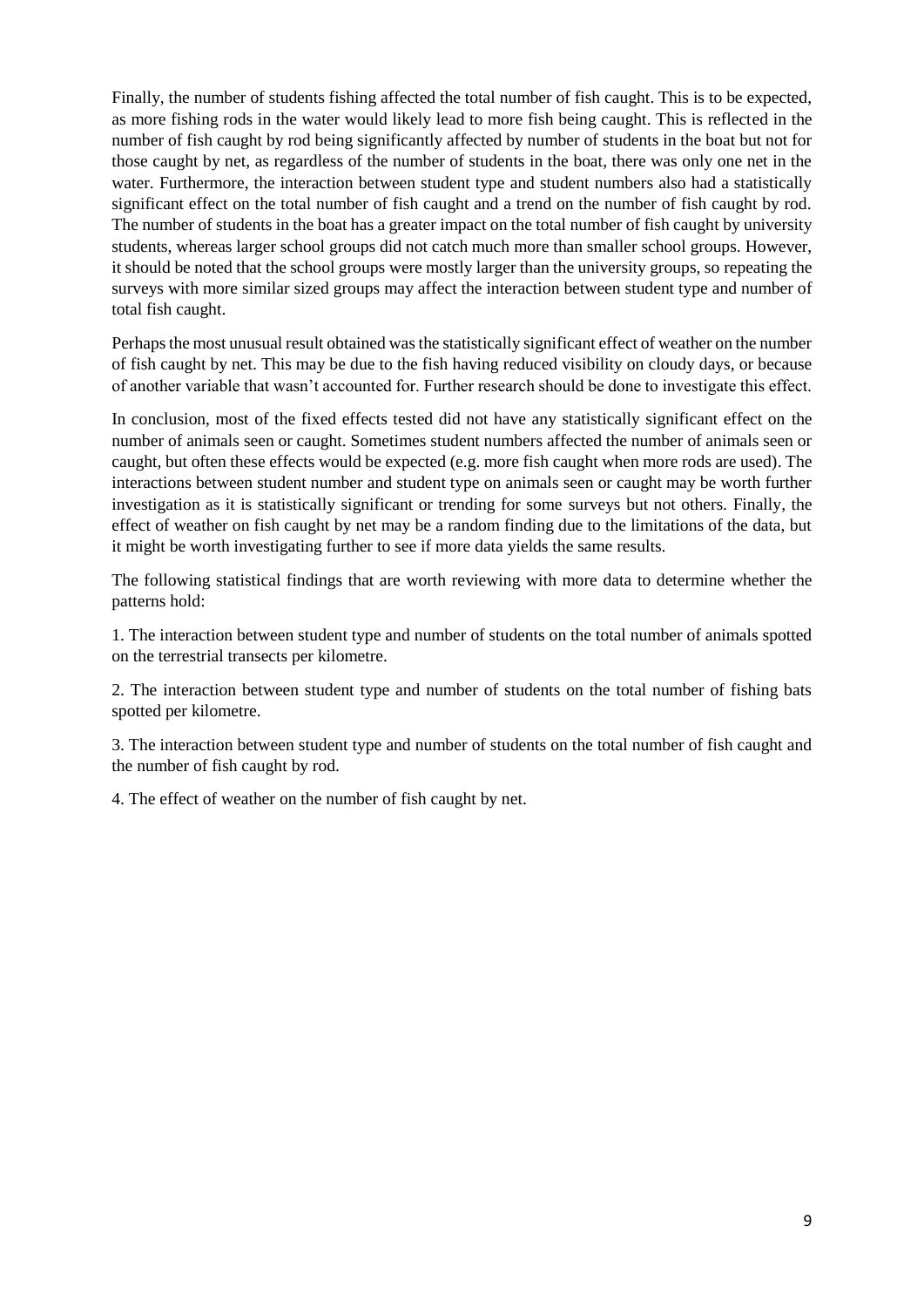Finally, the number of students fishing affected the total number of fish caught. This is to be expected, as more fishing rods in the water would likely lead to more fish being caught. This is reflected in the number of fish caught by rod being significantly affected by number of students in the boat but not for those caught by net, as regardless of the number of students in the boat, there was only one net in the water. Furthermore, the interaction between student type and student numbers also had a statistically significant effect on the total number of fish caught and a trend on the number of fish caught by rod. The number of students in the boat has a greater impact on the total number of fish caught by university students, whereas larger school groups did not catch much more than smaller school groups. However, it should be noted that the school groups were mostly larger than the university groups, so repeating the surveys with more similar sized groups may affect the interaction between student type and number of total fish caught.

Perhaps the most unusual result obtained was the statistically significant effect of weather on the number of fish caught by net. This may be due to the fish having reduced visibility on cloudy days, or because of another variable that wasn't accounted for. Further research should be done to investigate this effect.

In conclusion, most of the fixed effects tested did not have any statistically significant effect on the number of animals seen or caught. Sometimes student numbers affected the number of animals seen or caught, but often these effects would be expected (e.g. more fish caught when more rods are used). The interactions between student number and student type on animals seen or caught may be worth further investigation as it is statistically significant or trending for some surveys but not others. Finally, the effect of weather on fish caught by net may be a random finding due to the limitations of the data, but it might be worth investigating further to see if more data yields the same results.

The following statistical findings that are worth reviewing with more data to determine whether the patterns hold:

1. The interaction between student type and number of students on the total number of animals spotted on the terrestrial transects per kilometre.

2. The interaction between student type and number of students on the total number of fishing bats spotted per kilometre.

3. The interaction between student type and number of students on the total number of fish caught and the number of fish caught by rod.

4. The effect of weather on the number of fish caught by net.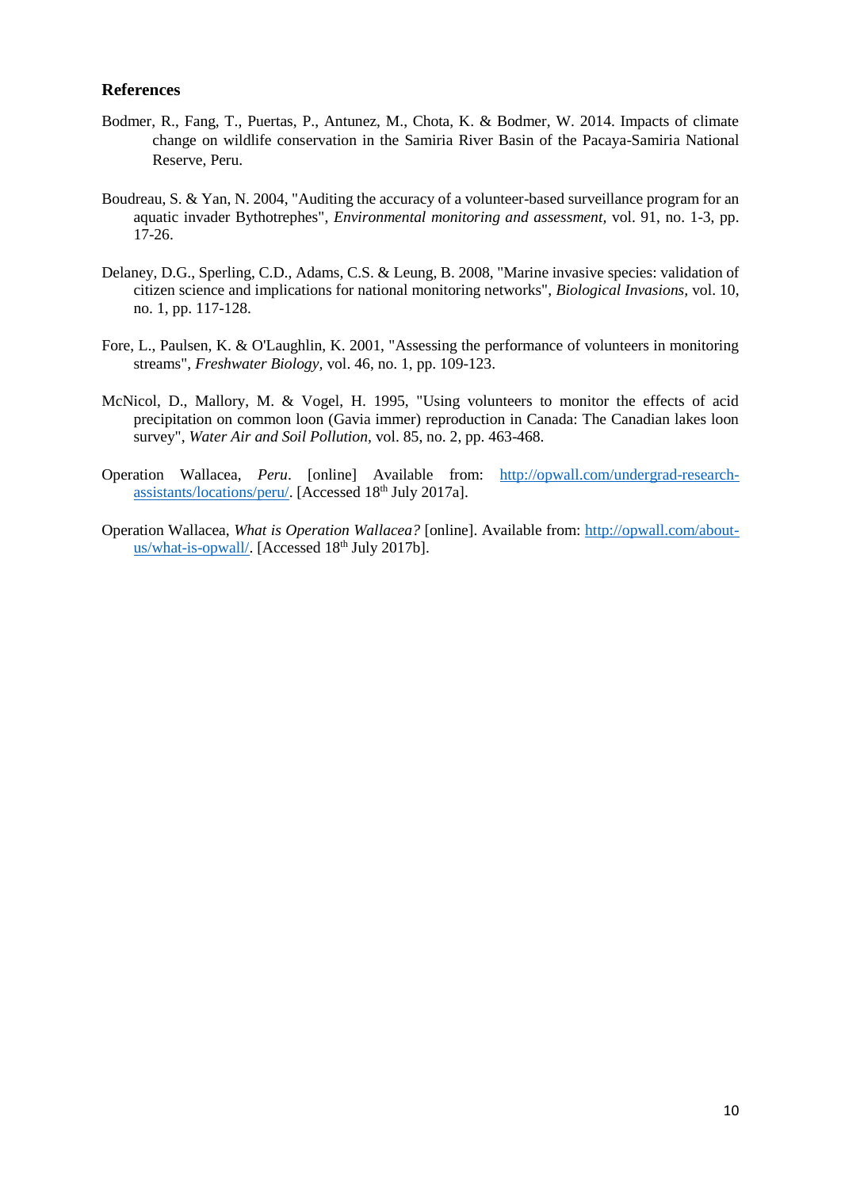## References

Bodmer, R., Fang, T., Puertas, P., Antunez, M., Chota, K. & Bodmer, W. 2014. Impacts of climate change on wildlife conservation in the Samiria River Basin of the Pacaya-Samiria National Reserve, Peru.

Boudreau, S. & Yan, N. 2004, "Auditing the accuracy of a volunteer-based surveillance program for an aquatic invader Bythotrephes", *Environmental monitoring and assessment*, vol. 91, no. 1-3, pp. 17-26.

Delaney, D.G., Sperling, C.D., Adams, C.S. & Leung, B. 2008, "Marine invasive species: validation of citizen science and implications for national monitoring networks", *Biological Invasions*, vol. 10, no. 1, pp. 117-128.

Fore, L., Paulsen, K. & O'Laughlin, K. 2001, "Assessing the performance of volunteers in monitoring streams", *Freshwater Biology*, vol. 46, no. 1, pp. 109-123.

McNicol, D., Mallory, M. & Vogel, H. 1995, "Using volunteers to monitor the effects of acid precipitation on common loon (Gavia immer) reproduction in Canada: The Canadian lakes loon survey", *Water Air and Soil Pollution*, vol. 85, no. 2, pp. 463-468.

Operation Wallacea, *Peru*. [online] Available from: [http://opwall.com/undergrad-research-assistants/locations/peru/](http://opwall.com/undergrad-research-assistants/locations/peru/). [Accessed 18th July 2017a].

Operation Wallacea, *What is Operation Wallacea?* [online]. Available from: [http://opwall.com/about-us/what-is-opwall/](http://opwall.com/about-us/what-is-opwall/). [Accessed 18th July 2017b].